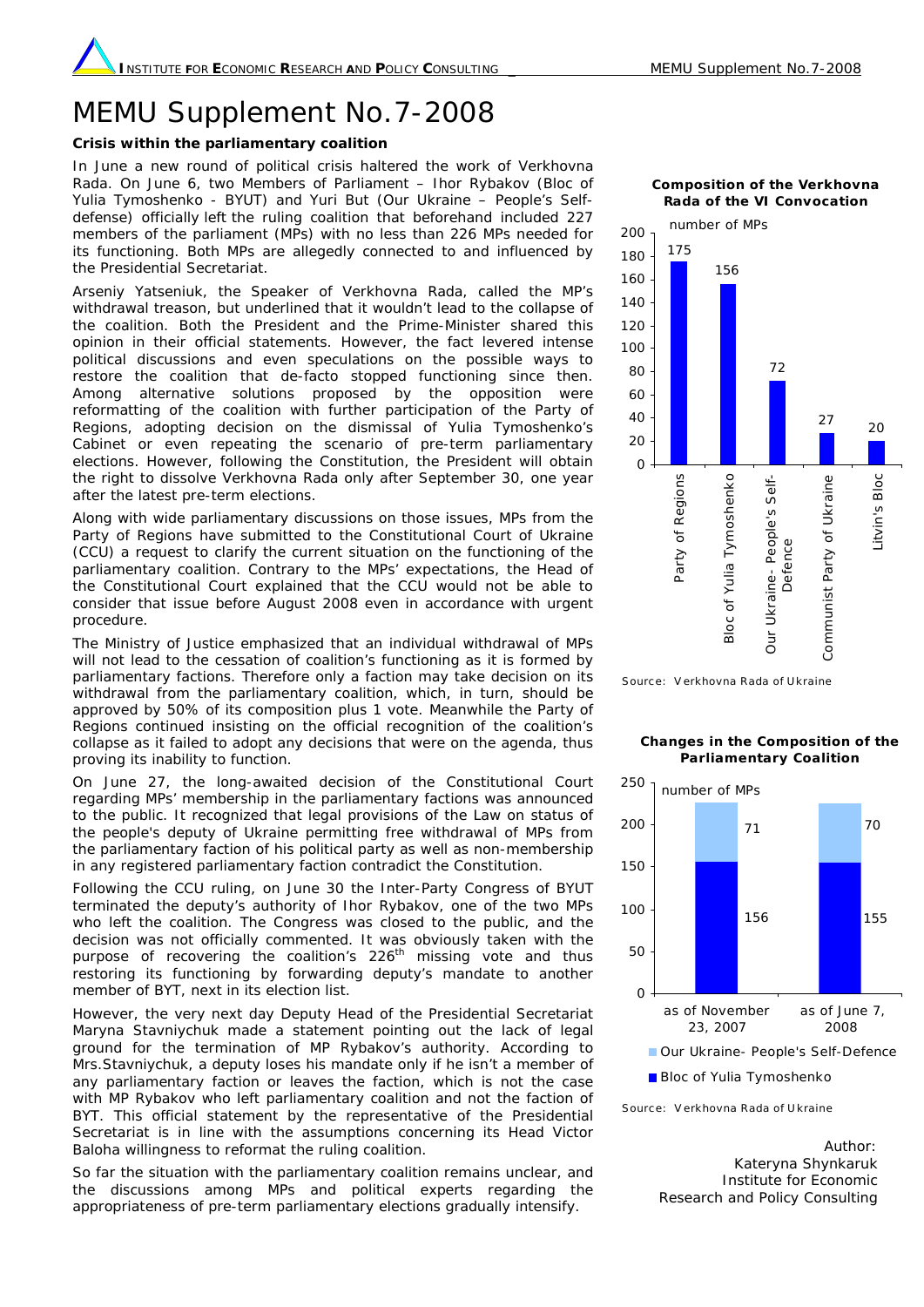# MEMU Supplement No.7-2008

**Crisis within the parliamentary coalition**

In June a new round of political crisis haltered the work of Verkhovna Rada. On June 6, two Members of Parliament – Ihor Rybakov (Bloc of Yulia Tymoshenko - BYUT) and Yuri But (Our Ukraine – People's Self-defense) officially left the ruling coalition that beforehand included 227 members of the parliament (MPs) with no less than 226 MPs needed for its functioning. Both MPs are allegedly connected to and influenced by the Presidential Secretariat.

Arseniy Yatseniuk, the Speaker of Verkhovna Rada, called the MP's withdrawal treason, but underlined that it wouldn't lead to the collapse of the coalition. Both the President and the Prime-Minister shared this opinion in their official statements. However, the fact levered intense political discussions and even speculations on the possible ways to restore the coalition that de-facto stopped functioning since then. Among alternative solutions proposed by the opposition were reformatting of the coalition with further participation of the Party of Regions, adopting decision on the dismissal of Yulia Tymoshenko's Cabinet or even repeating the scenario of pre-term parliamentary elections. However, following the Constitution, the President will obtain the right to dissolve Verkhovna Rada only after September 30, one year after the latest pre-term elections.

Along with wide parliamentary discussions on those issues, MPs from the Party of Regions have submitted to the Constitutional Court of Ukraine (CCU) a request to clarify the current situation on the functioning of the parliamentary coalition. Contrary to the MPs' expectations, the Head of the Constitutional Court explained that the CCU would not be able to consider that issue before August 2008 even in accordance with urgent procedure.

The Ministry of Justice emphasized that an individual withdrawal of MPs will not lead to the cessation of coalition's functioning as it is formed by parliamentary factions. Therefore only a faction may take decision on its withdrawal from the parliamentary coalition, which, in turn, should be approved by 50% of its composition plus 1 vote. Meanwhile the Party of Regions continued insisting on the official recognition of the coalition's collapse as it failed to adopt any decisions that were on the agenda, thus proving its inability to function.

On June 27, the long-awaited decision of the Constitutional Court regarding MPs' membership in the parliamentary factions was announced to the public. It recognized that legal provisions of the Law on status of the people's deputy of Ukraine permitting free withdrawal of MPs from the parliamentary faction of his political party as well as non-membership in any registered parliamentary faction contradict the Constitution.

Following the CCU ruling, on June 30 the Inter-Party Congress of BYUT terminated the deputy's authority of Ihor Rybakov, one of the two MPs who left the coalition. The Congress was closed to the public, and the decision was not officially commented. It was obviously taken with the purpose of recovering the coalition's 226th missing vote and thus restoring its functioning by forwarding deputy's mandate to another member of BYT, next in its election list.

However, the very next day Deputy Head of the Presidential Secretariat Maryna Stavniychuk made a statement pointing out the lack of legal ground for the termination of MP Rybakov's authority. According to Mrs.Stavniychuk, a deputy loses his mandate only if he isn't a member of any parliamentary faction or leaves the faction, which is not the case with MP Rybakov who left parliamentary coalition and not the faction of BYT. This official statement by the representative of the Presidential Secretariat is in line with the assumptions concerning its Head Victor Baloha willingness to reformat the ruling coalition.

So far the situation with the parliamentary coalition remains unclear, and the discussions among MPs and political experts regarding the appropriateness of pre-term parliamentary elections gradually intensify.

**Composition of the Verkhovna Rada of the VI Convocation**

number of MPs

| Faction | Number of MPs |
|---|---|
| Party of Regions | 175 |
| Bloc of Yulia Tymoshenko | 156 |
| Our Ukraine- People's Self-Defence | 72 |
| Communist Party of Ukraine | 27 |
| Litvin's Bloc | 20 |

Source: Verkhovna Rada of Ukraine

**Changes in the Composition of the Parliamentary Coalition**

number of MPs

| | as of November 23, 2007 | as of June 7, 2008 |
|---|---|---|
| Our Ukraine- People's Self-Defence | 71 | 70 |
| Bloc of Yulia Tymoshenko | 156 | 155 |

Source: Verkhovna Rada of Ukraine

Author:
Kateryna Shynkaruk
Institute for Economic Research and Policy Consulting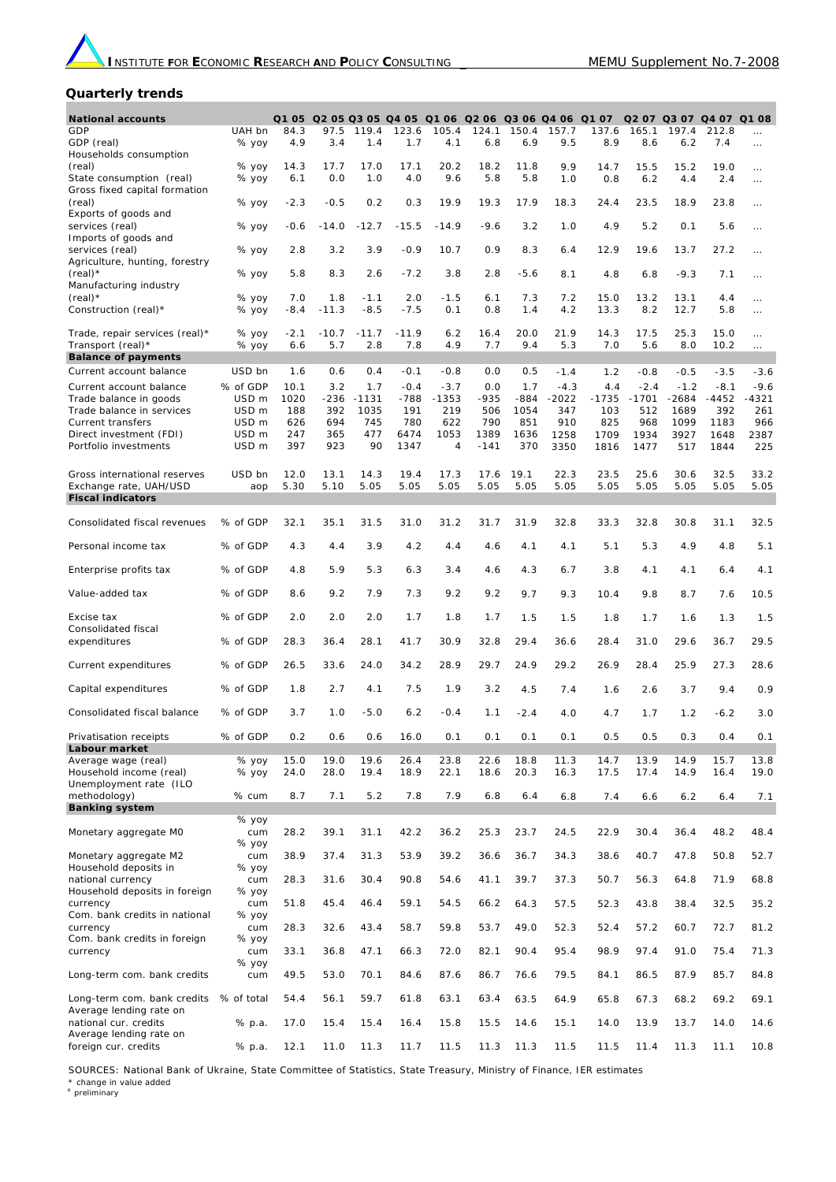## Quarterly trends

| National accounts | | Q1 05 | Q2 05 | Q3 05 | Q4 05 | Q1 06 | Q2 06 | Q3 06 | Q4 06 | Q1 07 | Q2 07 | Q3 07 | Q4 07 | Q1 08 |
|---|---|---|---|---|---|---|---|---|---|---|---|---|---|---|
| GDP | UAH bn | 84.3 | 97.5 | 119.4 | 123.6 | 105.4 | 124.1 | 150.4 | 157.7 | 137.6 | 165.1 | 197.4 | 212.8 | ... |
| GDP (real) | % yoy | 4.9 | 3.4 | 1.4 | 1.7 | 4.1 | 6.8 | 6.9 | 9.5 | 8.9 | 8.6 | 6.2 | 7.4 | ... |
| Households consumption (real) | % yoy | 14.3 | 17.7 | 17.0 | 17.1 | 20.2 | 18.2 | 11.8 | 9.9 | 14.7 | 15.5 | 15.2 | 19.0 | ... |
| State consumption (real) | % yoy | 6.1 | 0.0 | 1.0 | 4.0 | 9.6 | 5.8 | 5.8 | 1.0 | 0.8 | 6.2 | 4.4 | 2.4 | ... |
| Gross fixed capital formation (real) | % yoy | -2.3 | -0.5 | 0.2 | 0.3 | 19.9 | 19.3 | 17.9 | 18.3 | 24.4 | 23.5 | 18.9 | 23.8 | ... |
| Exports of goods and services (real) | % yoy | -0.6 | -14.0 | -12.7 | -15.5 | -14.9 | -9.6 | 3.2 | 1.0 | 4.9 | 5.2 | 0.1 | 5.6 | ... |
| Imports of goods and services (real) | % yoy | 2.8 | 3.2 | 3.9 | -0.9 | 10.7 | 0.9 | 8.3 | 6.4 | 12.9 | 19.6 | 13.7 | 27.2 | ... |
| Agriculture, hunting, forestry (real)* | % yoy | 5.8 | 8.3 | 2.6 | -7.2 | 3.8 | 2.8 | -5.6 | 8.1 | 4.8 | 6.8 | -9.3 | 7.1 | ... |
| Manufacturing industry (real)* | % yoy | 7.0 | 1.8 | -1.1 | 2.0 | -1.5 | 6.1 | 7.3 | 7.2 | 15.0 | 13.2 | 13.1 | 4.4 | ... |
| Construction (real)* | % yoy | -8.4 | -11.3 | -8.5 | -7.5 | 0.1 | 0.8 | 1.4 | 4.2 | 13.3 | 8.2 | 12.7 | 5.8 | ... |
| Trade, repair services (real)* | % yoy | -2.1 | -10.7 | -11.7 | -11.9 | 6.2 | 16.4 | 20.0 | 21.9 | 14.3 | 17.5 | 25.3 | 15.0 | ... |
| Transport (real)* | % yoy | 6.6 | 5.7 | 2.8 | 7.8 | 4.9 | 7.7 | 9.4 | 5.3 | 7.0 | 5.6 | 8.0 | 10.2 | ... |
| **Balance of payments** | | | | | | | | | | | | | | |
| Current account balance | USD bn | 1.6 | 0.6 | 0.4 | -0.1 | -0.8 | 0.0 | 0.5 | -1.4 | 1.2 | -0.8 | -0.5 | -3.5 | -3.6 |
| Current account balance | % of GDP | 10.1 | 3.2 | 1.7 | -0.4 | -3.7 | 0.0 | 1.7 | -4.3 | 4.4 | -2.4 | -1.2 | -8.1 | -9.6 |
| Trade balance in goods | USD m | 1020 | -236 | -1131 | -788 | -1353 | -935 | -884 | -2022 | -1735 | -1701 | -2684 | -4452 | -4321 |
| Trade balance in services | USD m | 188 | 392 | 1035 | 191 | 219 | 506 | 1054 | 347 | 103 | 512 | 1689 | 392 | 261 |
| Current transfers | USD m | 626 | 694 | 745 | 780 | 622 | 790 | 851 | 910 | 825 | 968 | 1099 | 1183 | 966 |
| Direct investment (FDI) | USD m | 247 | 365 | 477 | 6474 | 1053 | 1389 | 1636 | 1258 | 1709 | 1934 | 3927 | 1648 | 2387 |
| Portfolio investments | USD m | 397 | 923 | 90 | 1347 | 4 | -141 | 370 | 3350 | 1816 | 1477 | 517 | 1844 | 225 |
| Gross international reserves | USD bn | 12.0 | 13.1 | 14.3 | 19.4 | 17.3 | 17.6 | 19.1 | 22.3 | 23.5 | 25.6 | 30.6 | 32.5 | 33.2 |
| Exchange rate, UAH/USD | aop | 5.30 | 5.10 | 5.05 | 5.05 | 5.05 | 5.05 | 5.05 | 5.05 | 5.05 | 5.05 | 5.05 | 5.05 | 5.05 |
| **Fiscal indicators** | | | | | | | | | | | | | | |
| Consolidated fiscal revenues | % of GDP | 32.1 | 35.1 | 31.5 | 31.0 | 31.2 | 31.7 | 31.9 | 32.8 | 33.3 | 32.8 | 30.8 | 31.1 | 32.5 |
| Personal income tax | % of GDP | 4.3 | 4.4 | 3.9 | 4.2 | 4.4 | 4.6 | 4.1 | 4.1 | 5.1 | 5.3 | 4.9 | 4.8 | 5.1 |
| Enterprise profits tax | % of GDP | 4.8 | 5.9 | 5.3 | 6.3 | 3.4 | 4.6 | 4.3 | 6.7 | 3.8 | 4.1 | 4.1 | 6.4 | 4.1 |
| Value-added tax | % of GDP | 8.6 | 9.2 | 7.9 | 7.3 | 9.2 | 9.2 | 9.7 | 9.3 | 10.4 | 9.8 | 8.7 | 7.6 | 10.5 |
| Excise tax | % of GDP | 2.0 | 2.0 | 2.0 | 1.7 | 1.8 | 1.7 | 1.5 | 1.5 | 1.8 | 1.7 | 1.6 | 1.3 | 1.5 |
| Consolidated fiscal expenditures | % of GDP | 28.3 | 36.4 | 28.1 | 41.7 | 30.9 | 32.8 | 29.4 | 36.6 | 28.4 | 31.0 | 29.6 | 36.7 | 29.5 |
| Current expenditures | % of GDP | 26.5 | 33.6 | 24.0 | 34.2 | 28.9 | 29.7 | 24.9 | 29.2 | 26.9 | 28.4 | 25.9 | 27.3 | 28.6 |
| Capital expenditures | % of GDP | 1.8 | 2.7 | 4.1 | 7.5 | 1.9 | 3.2 | 4.5 | 7.4 | 1.6 | 2.6 | 3.7 | 9.4 | 0.9 |
| Consolidated fiscal balance | % of GDP | 3.7 | 1.0 | -5.0 | 6.2 | -0.4 | 1.1 | -2.4 | 4.0 | 4.7 | 1.7 | 1.2 | -6.2 | 3.0 |
| Privatisation receipts | % of GDP | 0.2 | 0.6 | 0.6 | 16.0 | 0.1 | 0.1 | 0.1 | 0.1 | 0.5 | 0.5 | 0.3 | 0.4 | 0.1 |
| **Labour market** | | | | | | | | | | | | | | |
| Average wage (real) | % yoy | 15.0 | 19.0 | 19.6 | 26.4 | 23.8 | 22.6 | 18.8 | 11.3 | 14.7 | 13.9 | 14.9 | 15.7 | 13.8 |
| Household income (real) | % yoy | 24.0 | 28.0 | 19.4 | 18.9 | 22.1 | 18.6 | 20.3 | 16.3 | 17.5 | 17.4 | 14.9 | 16.4 | 19.0 |
| Unemployment rate (ILO methodology) | % cum | 8.7 | 7.1 | 5.2 | 7.8 | 7.9 | 6.8 | 6.4 | 6.8 | 7.4 | 6.6 | 6.2 | 6.4 | 7.1 |
| **Banking system** | | | | | | | | | | | | | | |
| Monetary aggregate M0 | % yoy cum | 28.2 | 39.1 | 31.1 | 42.2 | 36.2 | 25.3 | 23.7 | 24.5 | 22.9 | 30.4 | 36.4 | 48.2 | 48.4 |
| Monetary aggregate M2 | % yoy cum | 38.9 | 37.4 | 31.3 | 53.9 | 39.2 | 36.6 | 36.7 | 34.3 | 38.6 | 40.7 | 47.8 | 50.8 | 52.7 |
| Household deposits in national currency | % yoy cum | 28.3 | 31.6 | 30.4 | 90.8 | 54.6 | 41.1 | 39.7 | 37.3 | 50.7 | 56.3 | 64.8 | 71.9 | 68.8 |
| Household deposits in foreign currency | % yoy cum | 51.8 | 45.4 | 46.4 | 59.1 | 54.5 | 66.2 | 64.3 | 57.5 | 52.3 | 43.8 | 38.4 | 32.5 | 35.2 |
| Com. bank credits in national currency | % yoy cum | 28.3 | 32.6 | 43.4 | 58.7 | 59.8 | 53.7 | 49.0 | 52.3 | 52.4 | 57.2 | 60.7 | 72.7 | 81.2 |
| Com. bank credits in foreign currency | % yoy cum | 33.1 | 36.8 | 47.1 | 66.3 | 72.0 | 82.1 | 90.4 | 95.4 | 98.9 | 97.4 | 91.0 | 75.4 | 71.3 |
| Long-term com. bank credits | % yoy cum | 49.5 | 53.0 | 70.1 | 84.6 | 87.6 | 86.7 | 76.6 | 79.5 | 84.1 | 86.5 | 87.9 | 85.7 | 84.8 |
| Long-term com. bank credits | % of total | 54.4 | 56.1 | 59.7 | 61.8 | 63.1 | 63.4 | 63.5 | 64.9 | 65.8 | 67.3 | 68.2 | 69.2 | 69.1 |
| Average lending rate on national cur. credits | % p.a. | 17.0 | 15.4 | 15.4 | 16.4 | 15.8 | 15.5 | 14.6 | 15.1 | 14.0 | 13.9 | 13.7 | 14.0 | 14.6 |
| Average lending rate on foreign cur. credits | % p.a. | 12.1 | 11.0 | 11.3 | 11.7 | 11.5 | 11.3 | 11.3 | 11.5 | 11.5 | 11.4 | 11.3 | 11.1 | 10.8 |

SOURCES: National Bank of Ukraine, State Committee of Statistics, State Treasury, Ministry of Finance, IER estimates

* change in value added

e preliminary